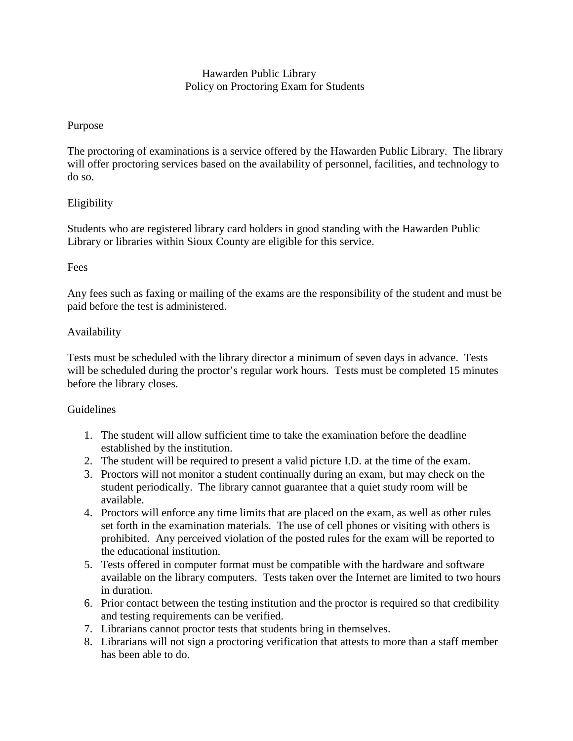# Hawarden Public Library
## Policy on Proctoring Exam for Students

### Purpose

The proctoring of examinations is a service offered by the Hawarden Public Library. The library will offer proctoring services based on the availability of personnel, facilities, and technology to do so.

### Eligibility

Students who are registered library card holders in good standing with the Hawarden Public Library or libraries within Sioux County are eligible for this service.

### Fees

Any fees such as faxing or mailing of the exams are the responsibility of the student and must be paid before the test is administered.

### Availability

Tests must be scheduled with the library director a minimum of seven days in advance. Tests will be scheduled during the proctor's regular work hours. Tests must be completed 15 minutes before the library closes.

### Guidelines

1. The student will allow sufficient time to take the examination before the deadline established by the institution.
2. The student will be required to present a valid picture I.D. at the time of the exam.
3. Proctors will not monitor a student continually during an exam, but may check on the student periodically. The library cannot guarantee that a quiet study room will be available.
4. Proctors will enforce any time limits that are placed on the exam, as well as other rules set forth in the examination materials. The use of cell phones or visiting with others is prohibited. Any perceived violation of the posted rules for the exam will be reported to the educational institution.
5. Tests offered in computer format must be compatible with the hardware and software available on the library computers. Tests taken over the Internet are limited to two hours in duration.
6. Prior contact between the testing institution and the proctor is required so that credibility and testing requirements can be verified.
7. Librarians cannot proctor tests that students bring in themselves.
8. Librarians will not sign a proctoring verification that attests to more than a staff member has been able to do.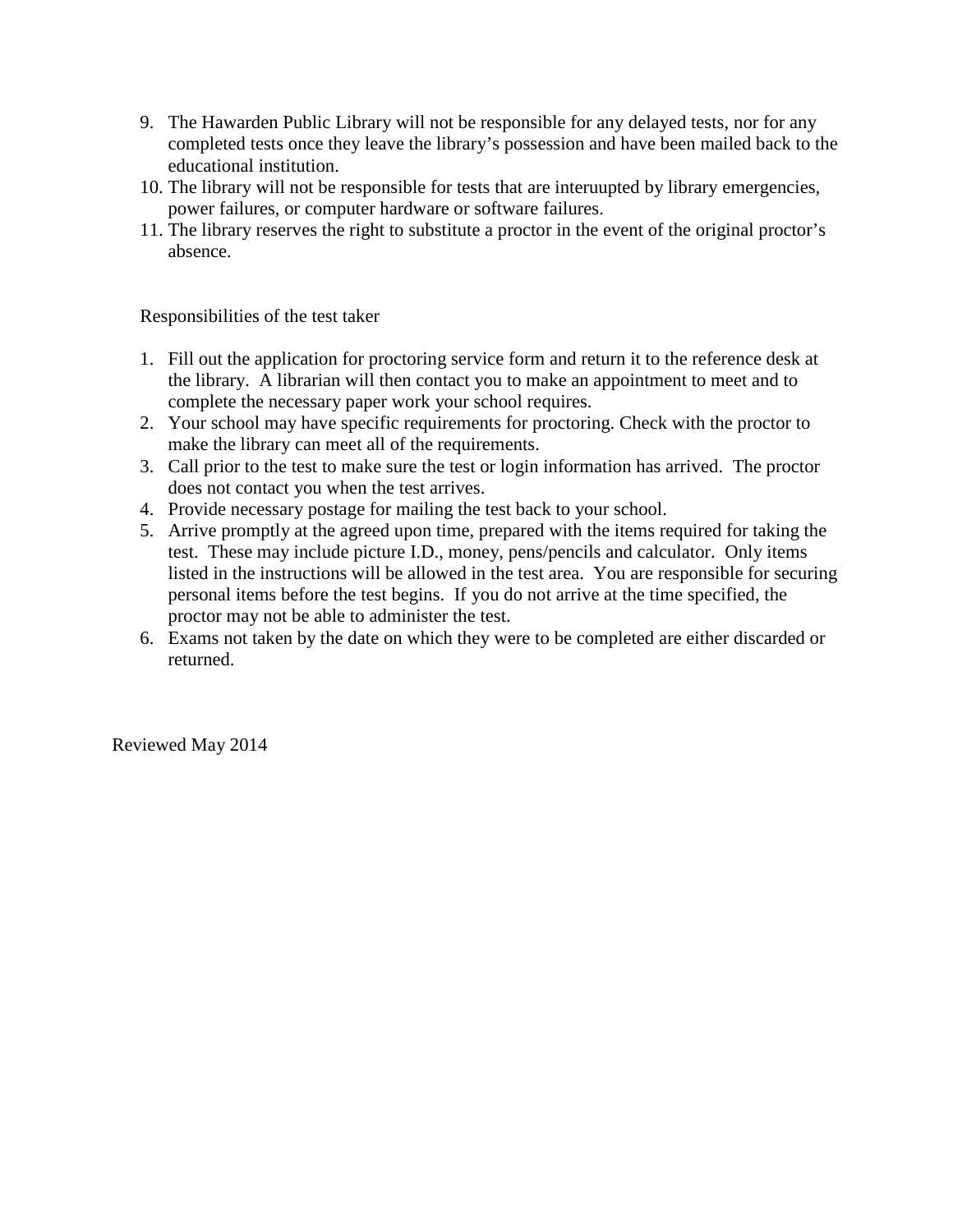9. The Hawarden Public Library will not be responsible for any delayed tests, nor for any completed tests once they leave the library's possession and have been mailed back to the educational institution.
10. The library will not be responsible for tests that are interuupted by library emergencies, power failures, or computer hardware or software failures.
11. The library reserves the right to substitute a proctor in the event of the original proctor's absence.

Responsibilities of the test taker

1. Fill out the application for proctoring service form and return it to the reference desk at the library. A librarian will then contact you to make an appointment to meet and to complete the necessary paper work your school requires.
2. Your school may have specific requirements for proctoring. Check with the proctor to make the library can meet all of the requirements.
3. Call prior to the test to make sure the test or login information has arrived. The proctor does not contact you when the test arrives.
4. Provide necessary postage for mailing the test back to your school.
5. Arrive promptly at the agreed upon time, prepared with the items required for taking the test. These may include picture I.D., money, pens/pencils and calculator. Only items listed in the instructions will be allowed in the test area. You are responsible for securing personal items before the test begins. If you do not arrive at the time specified, the proctor may not be able to administer the test.
6. Exams not taken by the date on which they were to be completed are either discarded or returned.

Reviewed May 2014